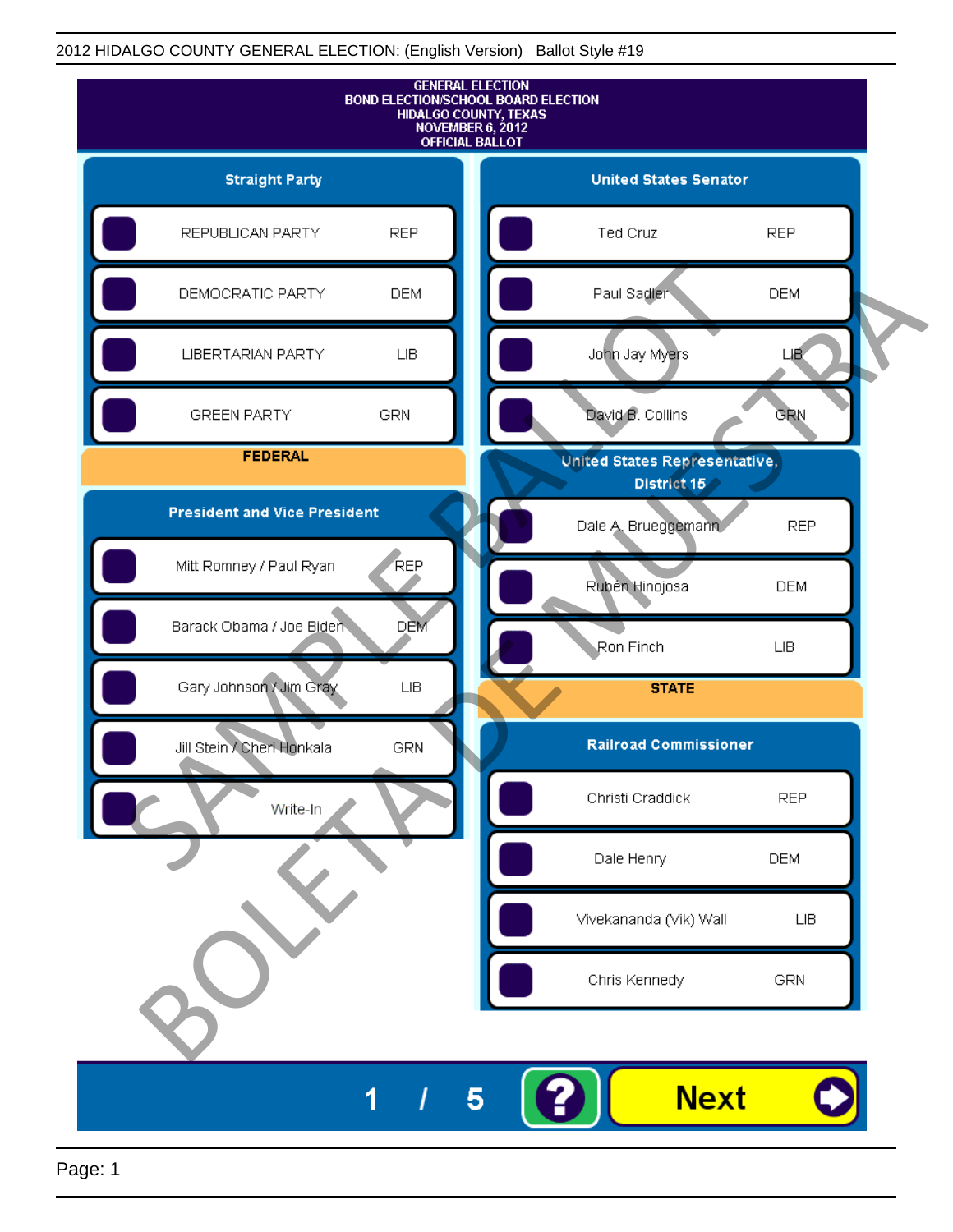2012 HIDALGO COUNTY GENERAL ELECTION: (English Version) Ballot Style #19

# GENERAL ELECTION
## BOND ELECTION/SCHOOL BOARD ELECTION
## HIDALGO COUNTY, TEXAS
## NOVEMBER 6, 2012
## OFFICIAL BALLOT

SAMPLE BALLOT
BOLETA DE MUESTRA

### Straight Party

| Candidate | Party |
|---|---|
| REPUBLICAN PARTY | REP |
| DEMOCRATIC PARTY | DEM |
| LIBERTARIAN PARTY | LIB |
| GREEN PARTY | GRN |

## FEDERAL

### President and Vice President

| Candidate | Party |
|---|---|
| Mitt Romney / Paul Ryan | REP |
| Barack Obama / Joe Biden | DEM |
| Gary Johnson / Jim Gray | LIB |
| Jill Stein / Cheri Honkala | GRN |
| Write-In | |

### United States Senator

| Candidate | Party |
|---|---|
| Ted Cruz | REP |
| Paul Sadler | DEM |
| John Jay Myers | LIB |
| David B. Collins | GRN |

### United States Representative, District 15

| Candidate | Party |
|---|---|
| Dale A. Brueggemann | REP |
| Rubén Hinojosa | DEM |
| Ron Finch | LIB |

## STATE

### Railroad Commissioner

| Candidate | Party |
|---|---|
| Christi Craddick | REP |
| Dale Henry | DEM |
| Vivekananda (Vik) Wall | LIB |
| Chris Kennedy | GRN |

1 / 5

?

Next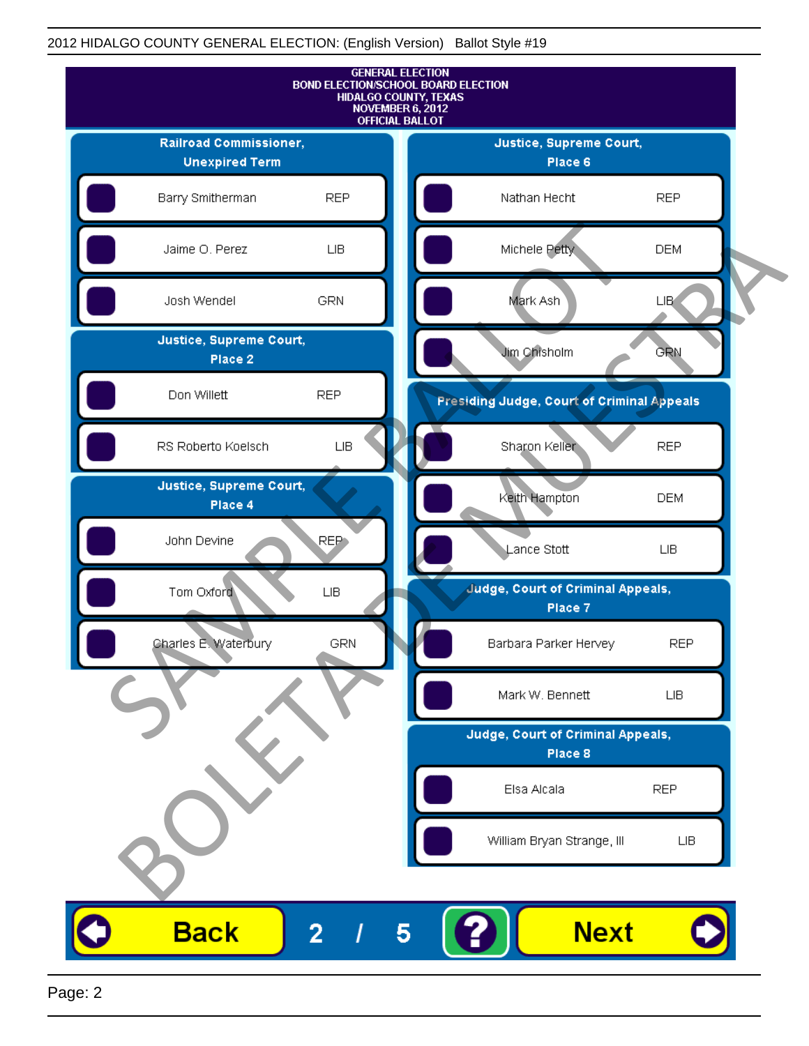GENERAL ELECTION
BOND ELECTION/SCHOOL BOARD ELECTION
HIDALGO COUNTY, TEXAS
NOVEMBER 6, 2012
OFFICIAL BALLOT

## Railroad Commissioner, Unexpired Term

| Candidate | Party |
|---|---|
| Barry Smitherman | REP |
| Jaime O. Perez | LIB |
| Josh Wendel | GRN |

## Justice, Supreme Court, Place 2

| Candidate | Party |
|---|---|
| Don Willett | REP |
| RS Roberto Koelsch | LIB |

## Justice, Supreme Court, Place 4

| Candidate | Party |
|---|---|
| John Devine | REP |
| Tom Oxford | LIB |
| Charles E. Waterbury | GRN |

## Justice, Supreme Court, Place 6

| Candidate | Party |
|---|---|
| Nathan Hecht | REP |
| Michele Petty | DEM |
| Mark Ash | LIB |
| Jim Chisholm | GRN |

## Presiding Judge, Court of Criminal Appeals

| Candidate | Party |
|---|---|
| Sharon Keller | REP |
| Keith Hampton | DEM |
| Lance Stott | LIB |

## Judge, Court of Criminal Appeals, Place 7

| Candidate | Party |
|---|---|
| Barbara Parker Hervey | REP |
| Mark W. Bennett | LIB |

## Judge, Court of Criminal Appeals, Place 8

| Candidate | Party |
|---|---|
| Elsa Alcala | REP |
| William Bryan Strange, III | LIB |

SAMPLE BALLOT
BOLETA DE MUESTRA

Back 2 / 5 ? Next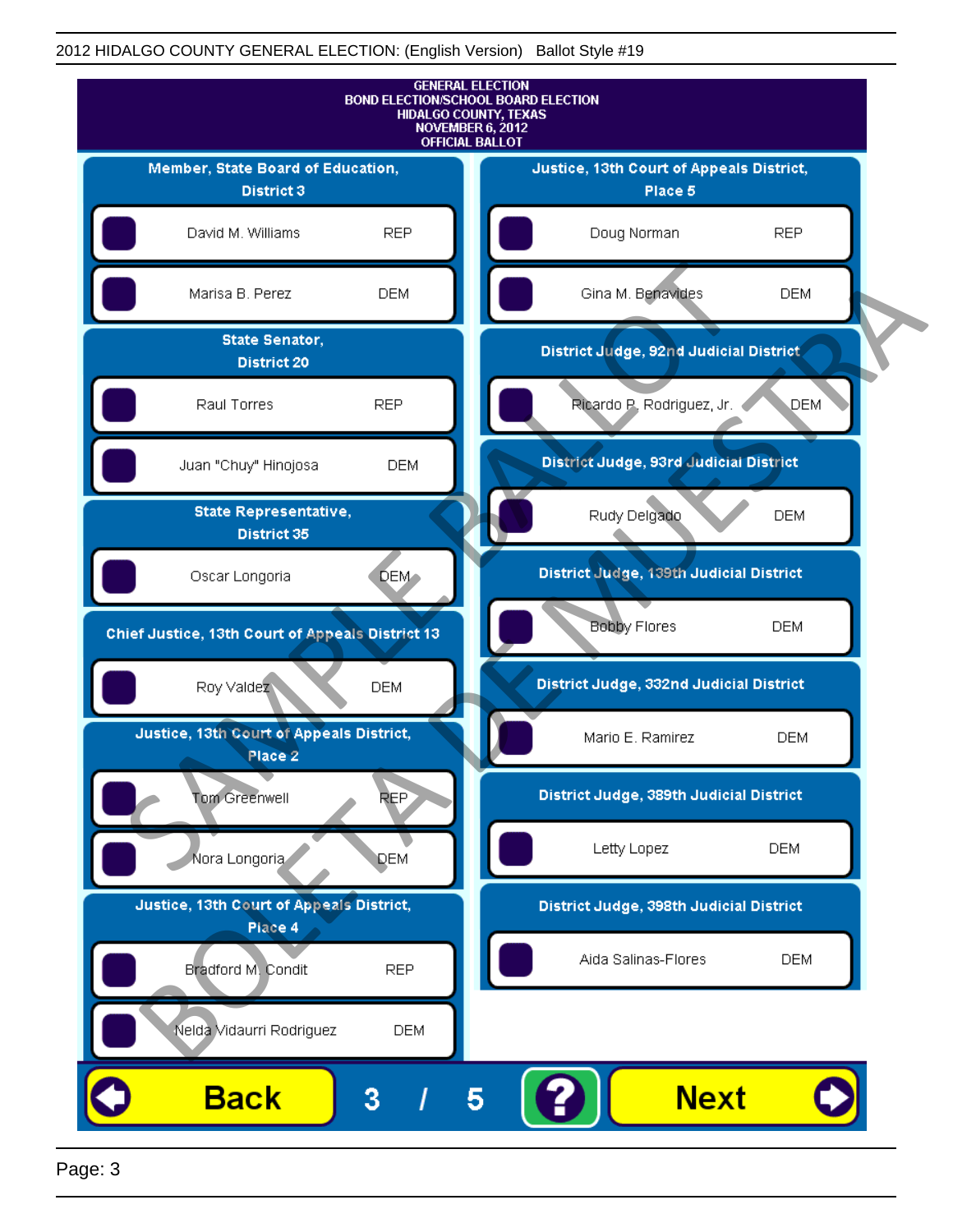2012 HIDALGO COUNTY GENERAL ELECTION: (English Version) Ballot Style #19

GENERAL ELECTION
BOND ELECTION/SCHOOL BOARD ELECTION
HIDALGO COUNTY, TEXAS
NOVEMBER 6, 2012
OFFICIAL BALLOT

**Member, State Board of Education, District 3**

- David M. Williams — REP
- Marisa B. Perez — DEM

**State Senator, District 20**

- Raul Torres — REP
- Juan "Chuy" Hinojosa — DEM

**State Representative, District 35**

- Oscar Longoria — DEM

**Chief Justice, 13th Court of Appeals District 13**

- Roy Valdez — DEM

**Justice, 13th Court of Appeals District, Place 2**

- Tom Greenwell — REP
- Nora Longoria — DEM

**Justice, 13th Court of Appeals District, Place 4**

- Bradford M. Condit — REP
- Nelda Vidaurri Rodriguez — DEM

**Justice, 13th Court of Appeals District, Place 5**

- Doug Norman — REP
- Gina M. Benavides — DEM

**District Judge, 92nd Judicial District**

- Ricardo P. Rodriguez, Jr. — DEM

**District Judge, 93rd Judicial District**

- Rudy Delgado — DEM

**District Judge, 139th Judicial District**

- Bobby Flores — DEM

**District Judge, 332nd Judicial District**

- Mario E. Ramirez — DEM

**District Judge, 389th Judicial District**

- Letty Lopez — DEM

**District Judge, 398th Judicial District**

- Aida Salinas-Flores — DEM

SAMPLE BALLOT
BOLETA DE MUESTRA

Back 3 / 5 ? Next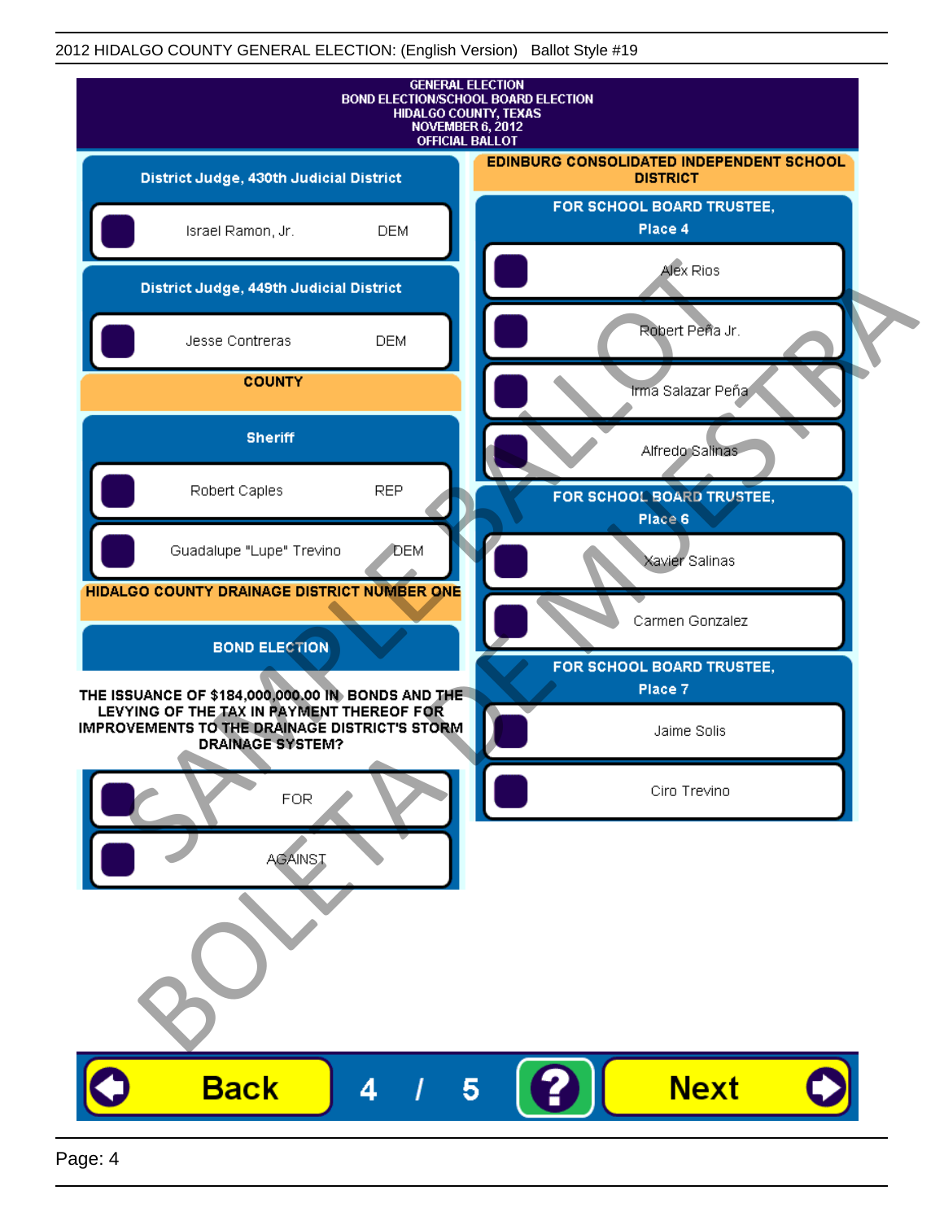2012 HIDALGO COUNTY GENERAL ELECTION: (English Version) Ballot Style #19

# GENERAL ELECTION
# BOND ELECTION/SCHOOL BOARD ELECTION
# HIDALGO COUNTY, TEXAS
# NOVEMBER 6, 2012
# OFFICIAL BALLOT

## District Judge, 430th Judicial District

- Israel Ramon, Jr. DEM

## District Judge, 449th Judicial District

- Jesse Contreras DEM

## COUNTY

### Sheriff

- Robert Caples REP
- Guadalupe "Lupe" Trevino DEM

## HIDALGO COUNTY DRAINAGE DISTRICT NUMBER ONE

### BOND ELECTION

**THE ISSUANCE OF $184,000,000.00 IN BONDS AND THE LEVYING OF THE TAX IN PAYMENT THEREOF FOR IMPROVEMENTS TO THE DRAINAGE DISTRICT'S STORM DRAINAGE SYSTEM?**

- FOR
- AGAINST

## EDINBURG CONSOLIDATED INDEPENDENT SCHOOL DISTRICT

### FOR SCHOOL BOARD TRUSTEE, Place 4

- Alex Rios
- Robert Peña Jr.
- Irma Salazar Peña
- Alfredo Salinas

### FOR SCHOOL BOARD TRUSTEE, Place 6

- Xavier Salinas
- Carmen Gonzalez

### FOR SCHOOL BOARD TRUSTEE, Place 7

- Jaime Solis
- Ciro Trevino

SAMPLE BALLOT
BOLETA DE MUESTRA

Back 4 / 5 ? Next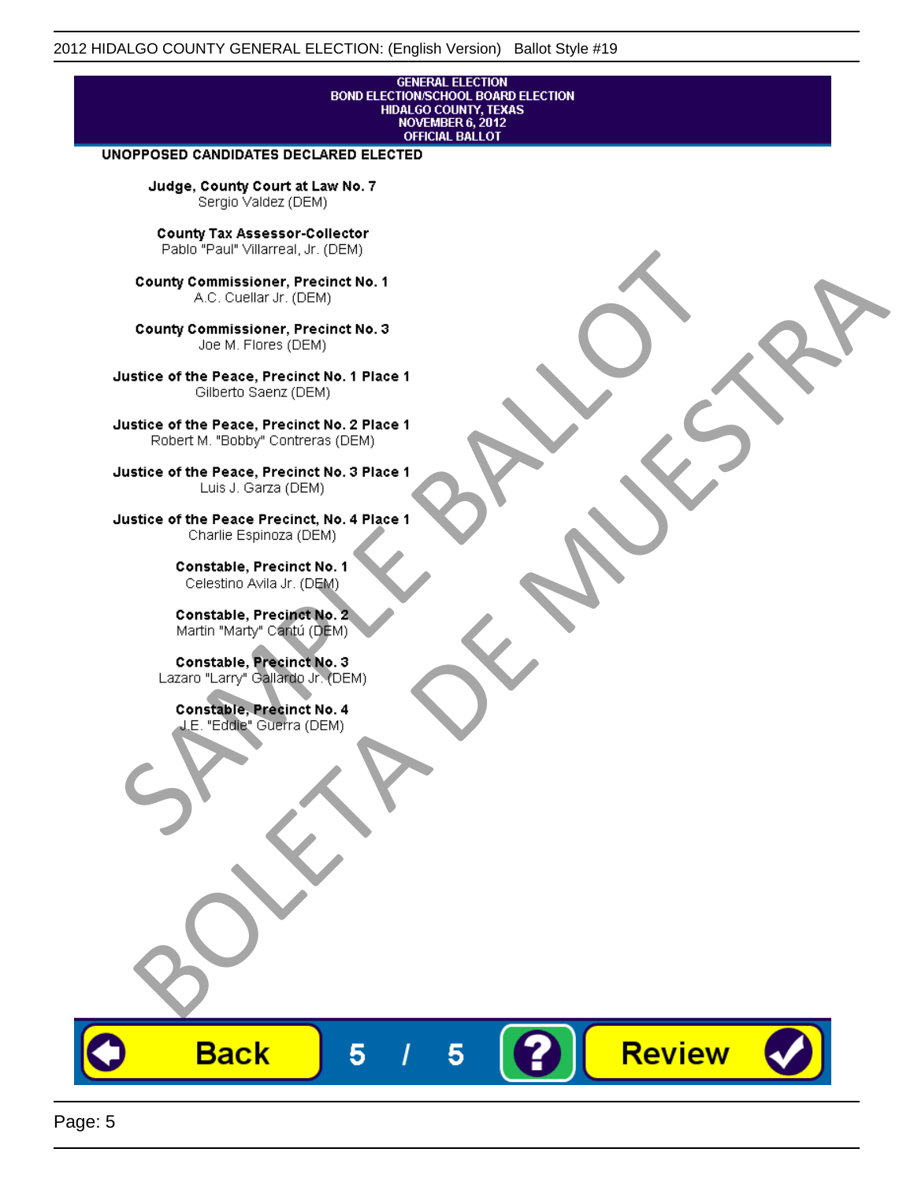GENERAL ELECTION
BOND ELECTION/SCHOOL BOARD ELECTION
HIDALGO COUNTY, TEXAS
NOVEMBER 6, 2012
OFFICIAL BALLOT

**UNOPPOSED CANDIDATES DECLARED ELECTED**

**Judge, County Court at Law No. 7**
Sergio Valdez (DEM)

**County Tax Assessor-Collector**
Pablo "Paul" Villarreal, Jr. (DEM)

**County Commissioner, Precinct No. 1**
A.C. Cuellar Jr. (DEM)

**County Commissioner, Precinct No. 3**
Joe M. Flores (DEM)

**Justice of the Peace, Precinct No. 1 Place 1**
Gilberto Saenz (DEM)

**Justice of the Peace, Precinct No. 2 Place 1**
Robert M. "Bobby" Contreras (DEM)

**Justice of the Peace, Precinct No. 3 Place 1**
Luis J. Garza (DEM)

**Justice of the Peace Precinct, No. 4 Place 1**
Charlie Espinoza (DEM)

**Constable, Precinct No. 1**
Celestino Avila Jr. (DEM)

**Constable, Precinct No. 2**
Martin "Marty" Cantú (DEM)

**Constable, Precinct No. 3**
Lazaro "Larry" Gallardo Jr. (DEM)

**Constable, Precinct No. 4**
J.E. "Eddie" Guerra (DEM)

SAMPLE BALLOT
BOLETA DE MUESTRA

Back 5 / 5 ? Review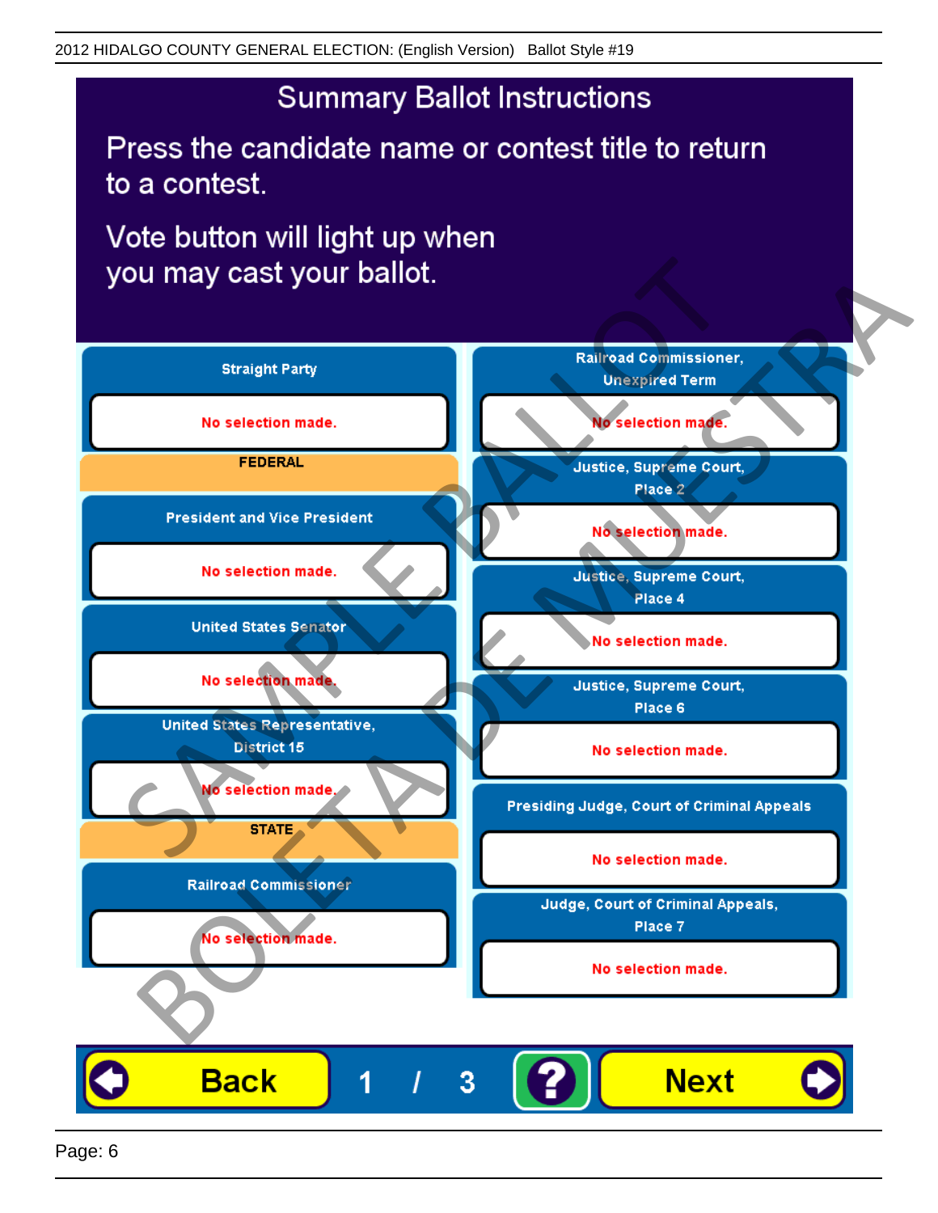# Summary Ballot Instructions

Press the candidate name or contest title to return to a contest.

Vote button will light up when you may cast your ballot.

**Straight Party**

No selection made.

**FEDERAL**

**President and Vice President**

No selection made.

**United States Senator**

No selection made.

**United States Representative, District 15**

No selection made.

**STATE**

**Railroad Commissioner**

No selection made.

**Railroad Commissioner, Unexpired Term**

No selection made.

**Justice, Supreme Court, Place 2**

No selection made.

**Justice, Supreme Court, Place 4**

No selection made.

**Justice, Supreme Court, Place 6**

No selection made.

**Presiding Judge, Court of Criminal Appeals**

No selection made.

**Judge, Court of Criminal Appeals, Place 7**

No selection made.

Back 1 / 3 ? Next

SAMPLE BALLOT BOLETA DE MUESTRA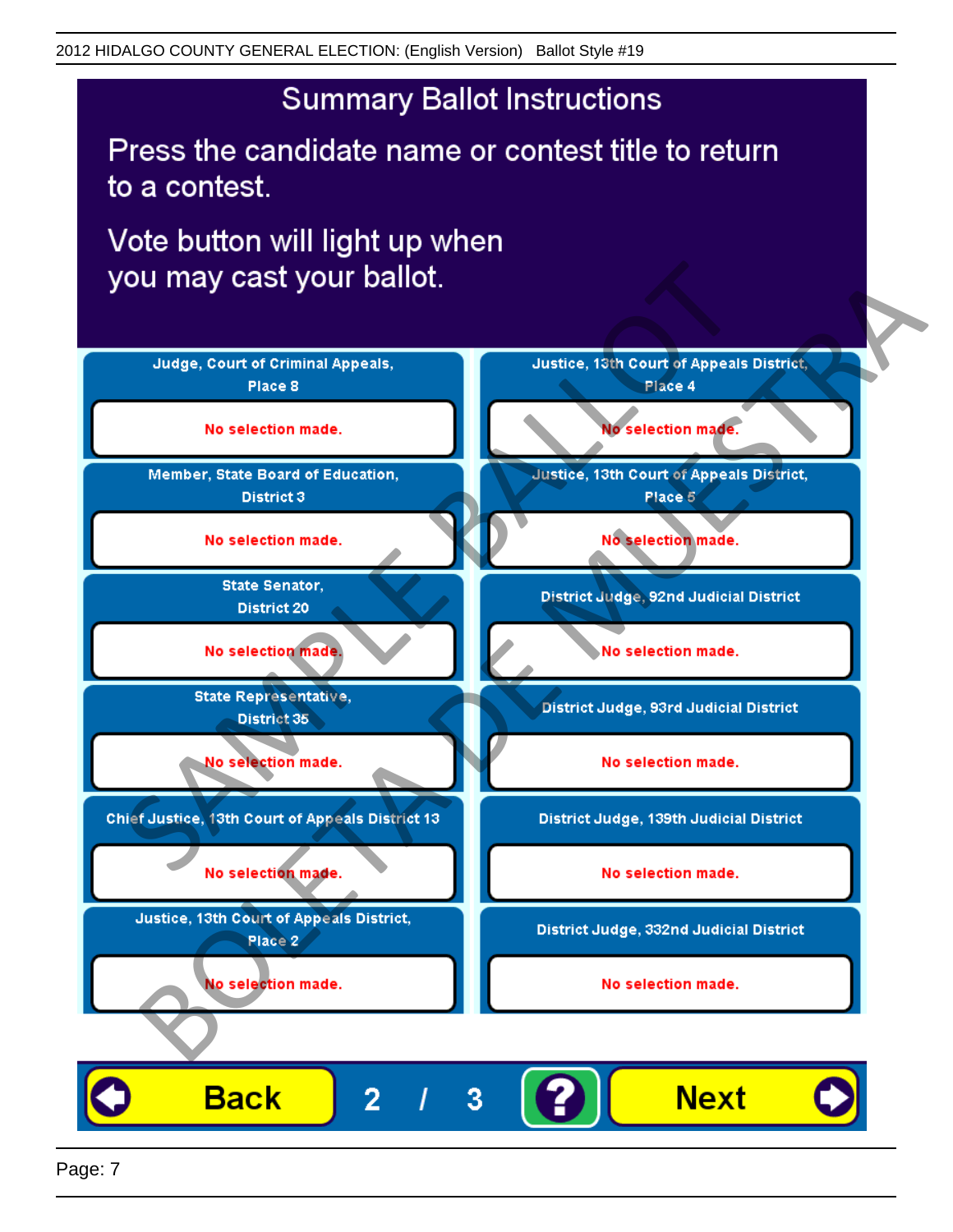# Summary Ballot Instructions

Press the candidate name or contest title to return to a contest.

Vote button will light up when you may cast your ballot.

**Judge, Court of Criminal Appeals, Place 8**
No selection made.

**Member, State Board of Education, District 3**
No selection made.

**State Senator, District 20**
No selection made.

**State Representative, District 35**
No selection made.

**Chief Justice, 13th Court of Appeals District 13**
No selection made.

**Justice, 13th Court of Appeals District, Place 2**
No selection made.

**Justice, 13th Court of Appeals District, Place 4**
No selection made.

**Justice, 13th Court of Appeals District, Place 5**
No selection made.

**District Judge, 92nd Judicial District**
No selection made.

**District Judge, 93rd Judicial District**
No selection made.

**District Judge, 139th Judicial District**
No selection made.

**District Judge, 332nd Judicial District**
No selection made.

Back | 2 / 3 | ? | Next

SAMPLE BALLOT
BOLETA DE MUESTRA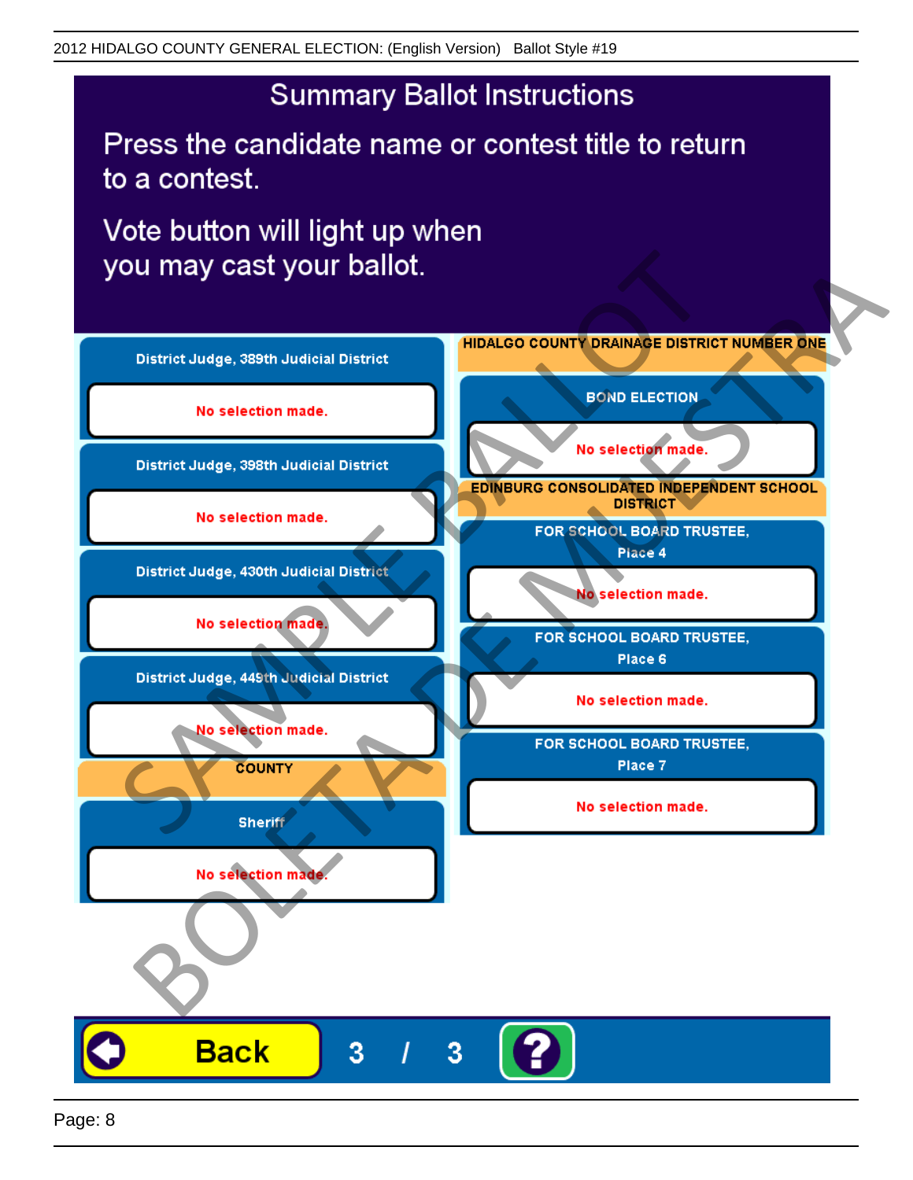2012 HIDALGO COUNTY GENERAL ELECTION: (English Version) Ballot Style #19

# Summary Ballot Instructions

Press the candidate name or contest title to return to a contest.

Vote button will light up when you may cast your ballot.

**District Judge, 389th Judicial District**

No selection made.

**District Judge, 398th Judicial District**

No selection made.

**District Judge, 430th Judicial District**

No selection made.

**District Judge, 449th Judicial District**

No selection made.

**COUNTY**

**Sheriff**

No selection made.

**HIDALGO COUNTY DRAINAGE DISTRICT NUMBER ONE**

**BOND ELECTION**

No selection made.

**EDINBURG CONSOLIDATED INDEPENDENT SCHOOL DISTRICT**

**FOR SCHOOL BOARD TRUSTEE, Place 4**

No selection made.

**FOR SCHOOL BOARD TRUSTEE, Place 6**

No selection made.

**FOR SCHOOL BOARD TRUSTEE, Place 7**

No selection made.

SAMPLE BALLOT

BOLETA DE MUESTRA

Back

3 / 3

?